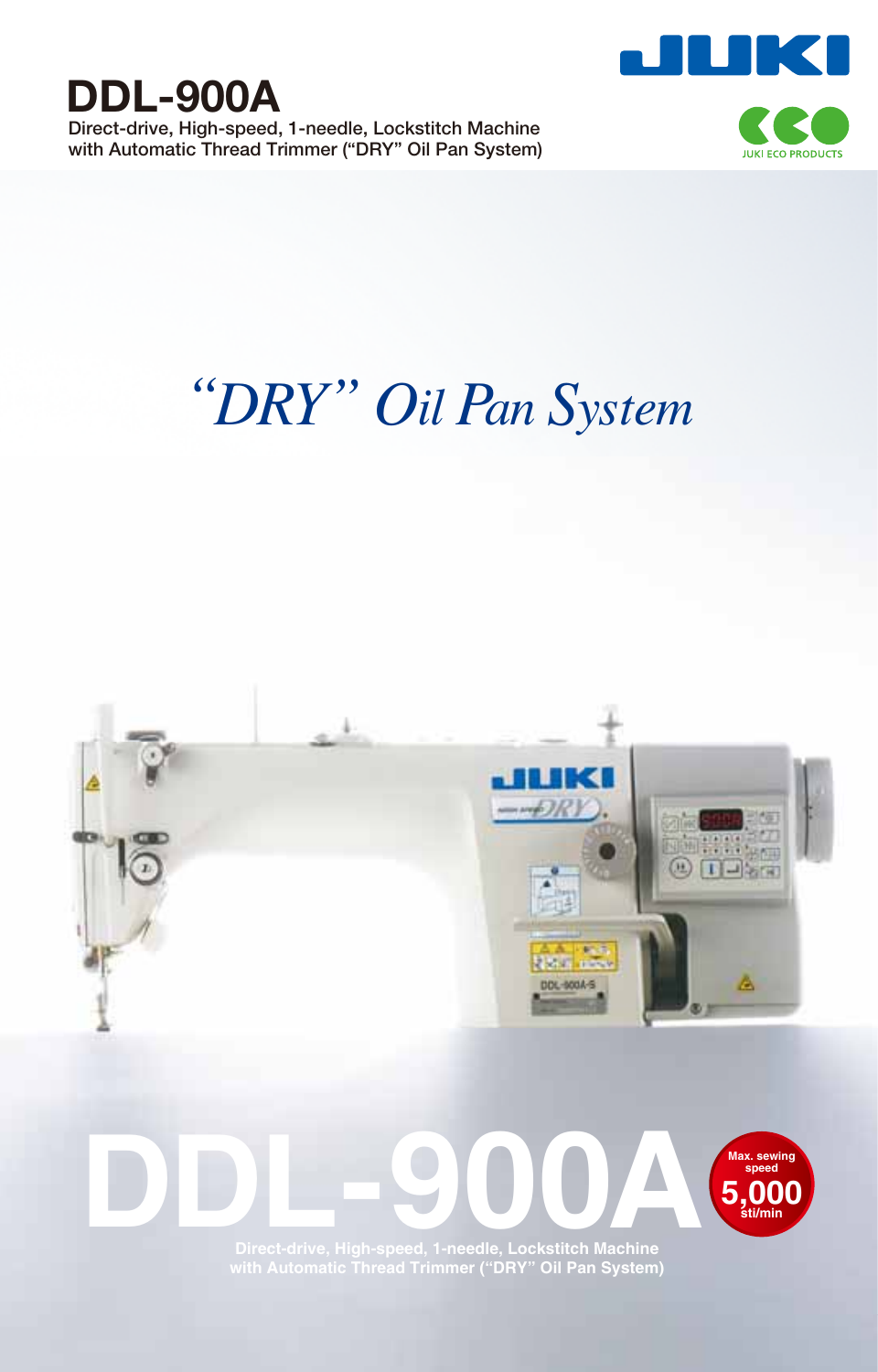# DDL-900A

Direct-drive, High-speed, 1-needle, Lockstitch Machine
with Automatic Thread Trimmer ("DRY" Oil Pan System)

JUKI

JUKI ECO PRODUCTS

*"DRY" Oil Pan System*

# DDL-900A

Max. sewing speed **5,000** sti/min

Direct-drive, High-speed, 1-needle, Lockstitch Machine
with Automatic Thread Trimmer ("DRY" Oil Pan System)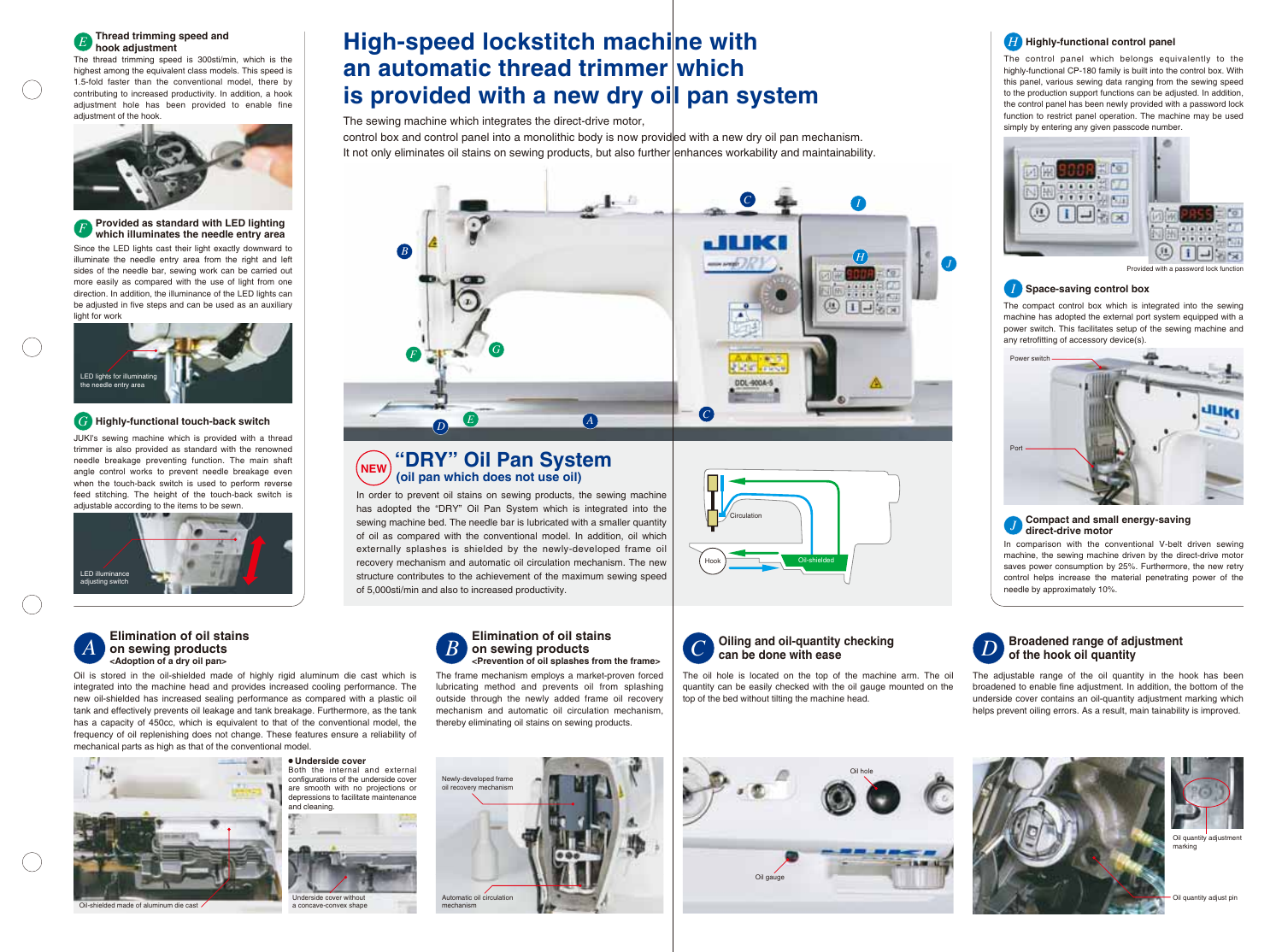# High-speed lockstitch machine with an automatic thread trimmer which is provided with a new dry oil pan system

The sewing machine which integrates the direct-drive motor, control box and control panel into a monolithic body is now provided with a new dry oil pan mechanism. It not only eliminates oil stains on sewing products, but also further enhances workability and maintainability.

### E Thread trimming speed and hook adjustment

The thread trimming speed is 300sti/min, which is the highest among the equivalent class models. This speed is 1.5-fold faster than the conventional model, there by contributing to increased productivity. In addition, a hook adjustment hole has been provided to enable fine adjustment of the hook.

### F Provided as standard with LED lighting which illuminates the needle entry area

Since the LED lights cast their light exactly downward to illuminate the needle entry area from the right and left sides of the needle bar, sewing work can be carried out more easily as compared with the use of light from one direction. In addition, the illuminance of the LED lights can be adjusted in five steps and can be used as an auxiliary light for work

LED lights for illuminating the needle entry area

### G Highly-functional touch-back switch

JUKI's sewing machine which is provided with a thread trimmer is also provided as standard with the renowned needle breakage preventing function. The main shaft angle control works to prevent needle breakage even when the touch-back switch is used to perform reverse feed stitching. The height of the touch-back switch is adjustable according to the items to be sewn.

LED illuminance adjusting switch

## NEW "DRY" Oil Pan System (oil pan which does not use oil)

In order to prevent oil stains on sewing products, the sewing machine has adopted the "DRY" Oil Pan System which is integrated into the sewing machine bed. The needle bar is lubricated with a smaller quantity of oil as compared with the conventional model. In addition, oil which externally splashes is shielded by the newly-developed frame oil recovery mechanism and automatic oil circulation mechanism. The new structure contributes to the achievement of the maximum sewing speed of 5,000sti/min and also to increased productivity.

Circulation

Hook

Oil-shielded

### H Highly-functional control panel

The control panel which belongs equivalently to the highly-functional CP-180 family is built into the control box. With this panel, various sewing data ranging from the sewing speed to the production support functions can be adjusted. In addition, the control panel has been newly provided with a password lock function to restrict panel operation. The machine may be used simply by entering any given passcode number.

Provided with a password lock function

### I Space-saving control box

The compact control box which is integrated into the sewing machine has adopted the external port system equipped with a power switch. This facilitates setup of the sewing machine and any retrofitting of accessory device(s).

Power switch

Port

### J Compact and small energy-saving direct-drive motor

In comparison with the conventional V-belt driven sewing machine, the sewing machine driven by the direct-drive motor saves power consumption by 25%. Furthermore, the new retry control helps increase the material penetrating power of the needle by approximately 10%.

### A Elimination of oil stains on sewing products <Adoption of a dry oil pan>

Oil is stored in the oil-shielded made of highly rigid aluminum die cast which is integrated into the machine head and provides increased cooling performance. The new oil-shielded has increased sealing performance as compared with a plastic oil tank and effectively prevents oil leakage and tank breakage. Furthermore, as the tank has a capacity of 450cc, which is equivalent to that of the conventional model, the frequency of oil replenishing does not change. These features ensure a reliability of mechanical parts as high as that of the conventional model.

Oil-shielded made of aluminum die cast

**● Underside cover**
Both the internal and external configurations of the underside cover are smooth with no projections or depressions to facilitate maintenance and cleaning.

Underside cover without a concave-convex shape

### B Elimination of oil stains on sewing products <Prevention of oil splashes from the frame>

The frame mechanism employs a market-proven forced lubricating method and prevents oil from splashing outside through the newly added frame oil recovery mechanism and automatic oil circulation mechanism, thereby eliminating oil stains on sewing products.

Newly-developed frame oil recovery mechanism

Automatic oil circulation mechanism

### C Oiling and oil-quantity checking can be done with ease

The oil hole is located on the top of the machine arm. The oil quantity can be easily checked with the oil gauge mounted on the top of the bed without tilting the machine head.

Oil hole

Oil gauge

### D Broadened range of adjustment of the hook oil quantity

The adjustable range of the oil quantity in the hook has been broadened to enable fine adjustment. In addition, the bottom of the underside cover contains an oil-quantity adjustment marking which helps prevent oiling errors. As a result, main tainability is improved.

Oil quantity adjustment marking

Oil quantity adjust pin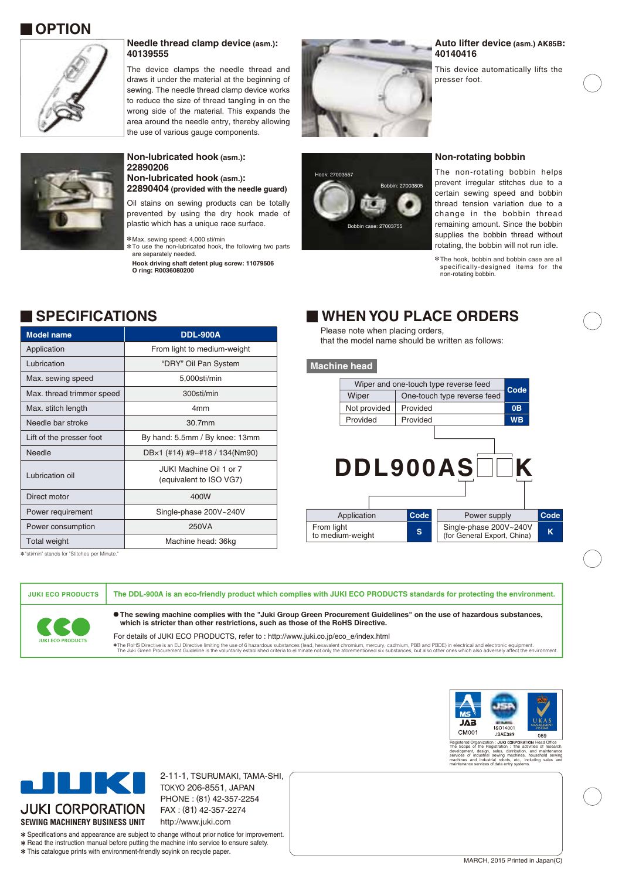# OPTION

### Needle thread clamp device (asm.): 40139555

The device clamps the needle thread and draws it under the material at the beginning of sewing. The needle thread clamp device works to reduce the size of thread tangling in on the wrong side of the material. This expands the area around the needle entry, thereby allowing the use of various gauge components.

### Auto lifter device (asm.) AK85B: 40140416

This device automatically lifts the presser foot.

### Non-lubricated hook (asm.): 22890206
### Non-lubricated hook (asm.): 22890404 (provided with the needle guard)

Oil stains on sewing products can be totally prevented by using the dry hook made of plastic which has a unique race surface.

* Max. sewing speed: 4,000 sti/min
* To use the non-lubricated hook, the following two parts are separately needed.
  **Hook driving shaft detent plug screw: 11079506**
  **O ring: R0036080200**

### Non-rotating bobbin

Hook: 27003557
Bobbin: 27003805
Bobbin case: 27003755

The non-rotating bobbin helps prevent irregular stitches due to a certain sewing speed and bobbin thread tension variation due to a change in the bobbin thread remaining amount. Since the bobbin supplies the bobbin thread without rotating, the bobbin will not run idle.

* The hook, bobbin and bobbin case are all specifically-designed items for the non-rotating bobbin.

# SPECIFICATIONS

| Model name | DDL-900A |
|---|---|
| Application | From light to medium-weight |
| Lubrication | "DRY" Oil Pan System |
| Max. sewing speed | 5,000sti/min |
| Max. thread trimmer speed | 300sti/min |
| Max. stitch length | 4mm |
| Needle bar stroke | 30.7mm |
| Lift of the presser foot | By hand: 5.5mm / By knee: 13mm |
| Needle | DB×1 (#14) #9~#18 / 134(Nm90) |
| Lubrication oil | JUKI Machine Oil 1 or 7 (equivalent to ISO VG7) |
| Direct motor | 400W |
| Power requirement | Single-phase 200V~240V |
| Power consumption | 250VA |
| Total weight | Machine head: 36kg |

* "sti/min" stands for "Stitches per Minute."

# WHEN YOU PLACE ORDERS

Please note when placing orders,
that the model name should be written as follows:

**Machine head**

**DDL900AS□□K**

| Wiper and one-touch type reverse feed | | Code |
|---|---|---|
| Wiper | One-touch type reverse feed | |
| Not provided | Provided | 0B |
| Provided | Provided | WB |

| Application | Code |
|---|---|
| From light to medium-weight | S |

| Power supply | Code |
|---|---|
| Single-phase 200V~240V (for General Export, China) | K |

**JUKI ECO PRODUCTS** — **The DDL-900A is an eco-friendly product which complies with JUKI ECO PRODUCTS standards for protecting the environment.**

JUKI ECO PRODUCTS

- **The sewing machine complies with the "Juki Group Green Procurement Guidelines" on the use of hazardous substances, which is stricter than other restrictions, such as those of the RoHS Directive.**

For details of JUKI ECO PRODUCTS, refer to : http://www.juki.co.jp/eco_e/index.html

* The RoHS Directive is an EU Directive limiting the use of 6 hazardous substances (lead, hexavalent chromium, mercury, cadmium, PBB and PBDE) in electrical and electronic equipment. The Juki Green Procurement Guideline is the voluntarily established criteria to eliminate not only the aforementioned six substances, but also other ones which also adversely affect the environment.

MS JAB CM001 | ISO14001 JSAE389 | UKAS MANAGEMENT SYSTEMS 089

Registered Organization : JUKI CORPORATION Head Office
The Scope of the Registration : The activities of research, development, design, sales, distribution, and maintenance services of industrial sewing machines, household sewing machines and industrial robots, etc., including sales and maintenance services of data entry systems.

**JUKI CORPORATION**
**SEWING MACHINERY BUSINESS UNIT**

2-11-1, TSURUMAKI, TAMA-SHI,
TOKYO 206-8551, JAPAN
PHONE : (81) 42-357-2254
FAX : (81) 42-357-2274
http://www.juki.com

* Specifications and appearance are subject to change without prior notice for improvement.
* Read the instruction manual before putting the machine into service to ensure safety.
* This catalogue prints with environment-friendly soyink on recycle paper.

MARCH, 2015 Printed in Japan(C)